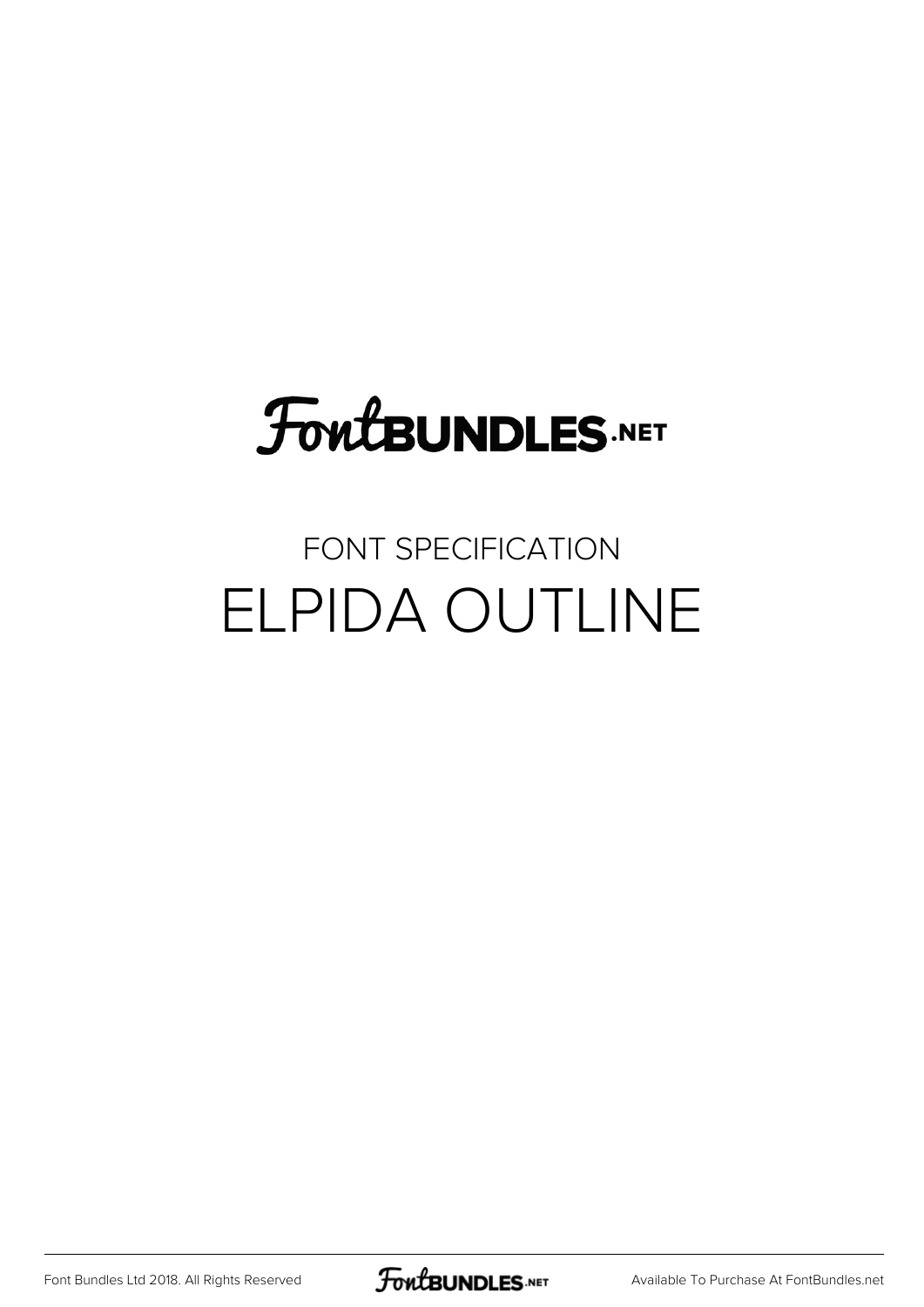FontBUNDLES.NET

FONT SPECIFICATION

# ELPIDA OUTLINE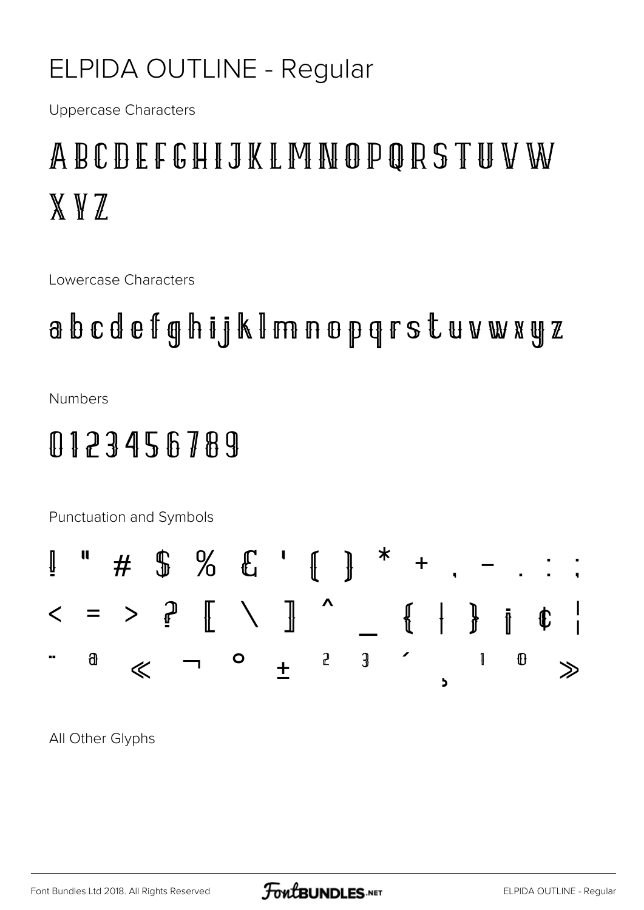## ELPIDA OUTLINE - Regular

Uppercase Characters

A B C D E F G H I J K L M N O P Q R S T U V W X Y Z

Lowercase Characters

a b c d e f g h i j k l m n o p q r s t u v w x y z

Numbers

0 1 2 3 4 5 6 7 8 9

Punctuation and Symbols

! " # $ % & ' ( ) * + , - . : ;

< = > ? [ \ ] ^ _ { | } ¡ ¢ ¦

¨ ª « ¬ ° ± ² ³ ´ ¸ ¹ º »

All Other Glyphs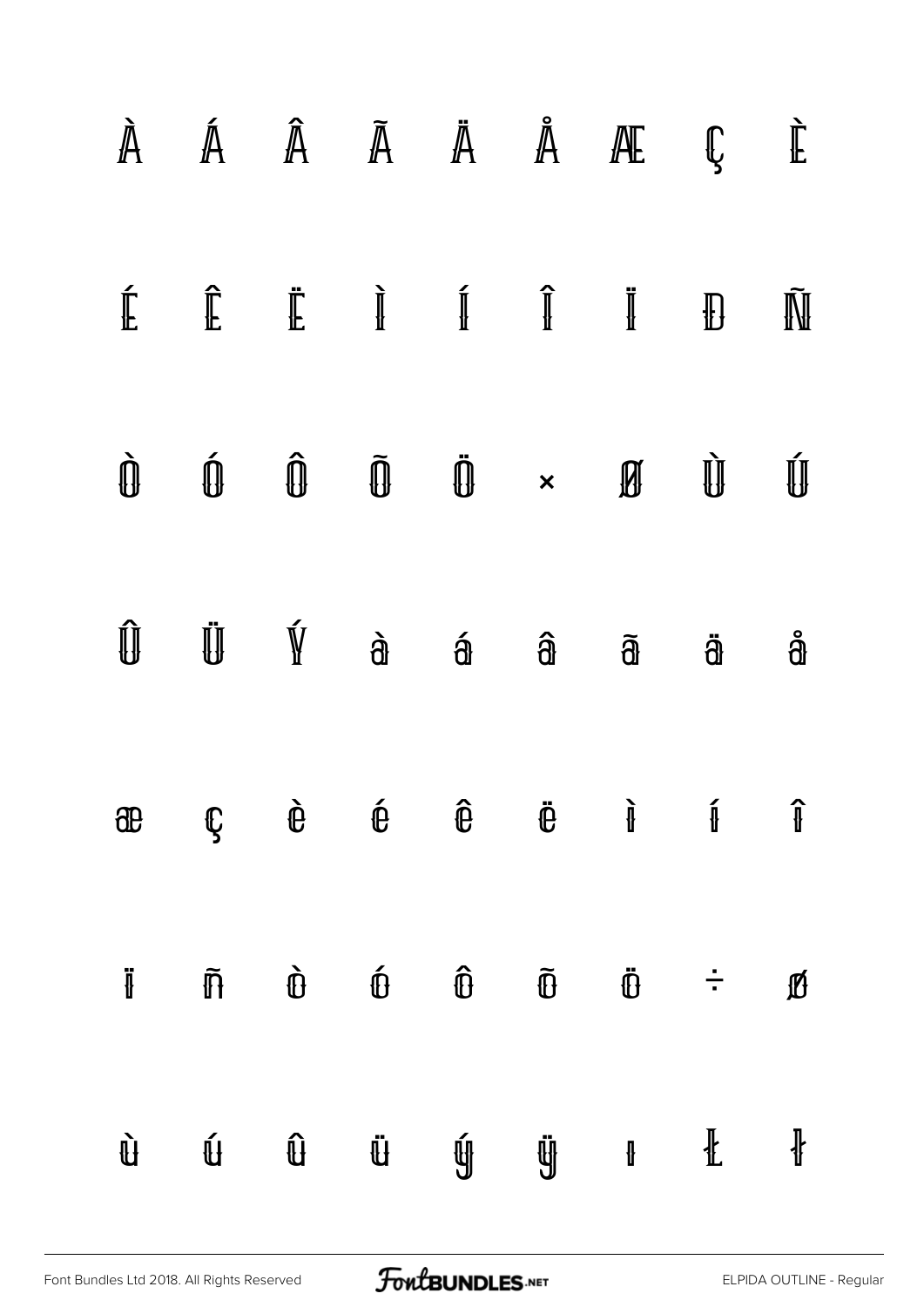À Á Â Ã Ä Å Æ Ç È

É Ê Ë Ì Í Î Ï Ð Ñ

Ò Ó Ô Õ Ö × Ø Ù Ú

Û Ü Ý à á â ã ä å

æ ç è é ê ë ì í î

ï ñ ò ó ô õ ö ÷ ø

ù ú û ü ý ÿ ı Ł ł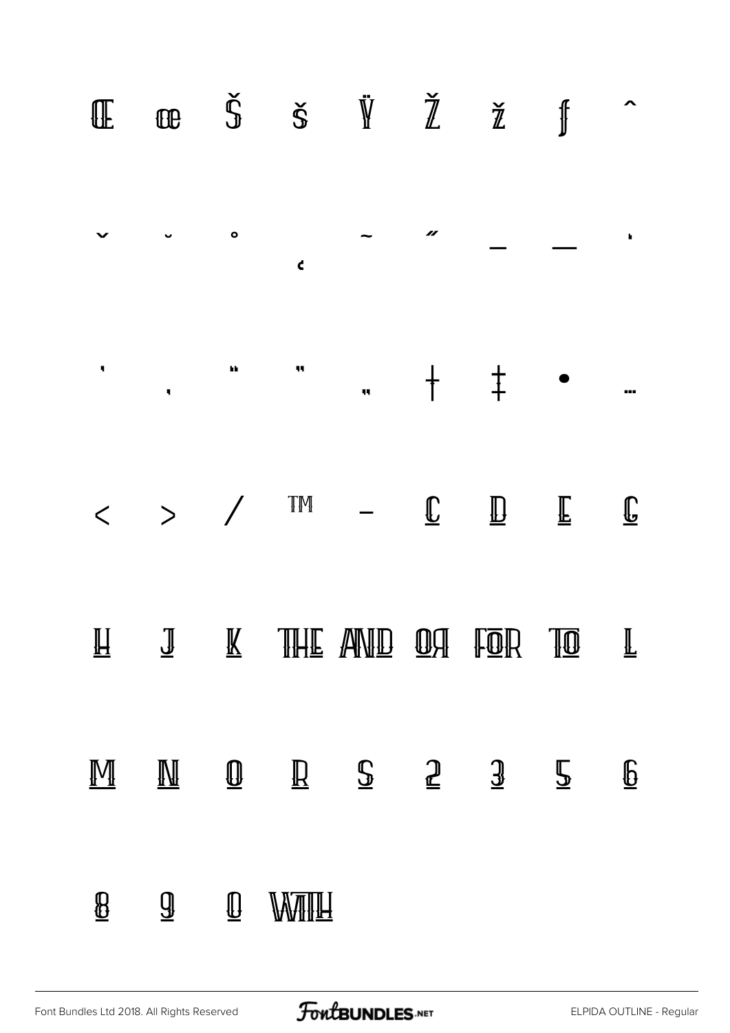Œ œ Š š Ÿ Ž ž ƒ ˆ

ˇ ˘ ˚ ¸ ˜ ˝ – — ‚

' , " " „ † ‡ • …

< > / ™ - C D E G

H J K THE AND OR FOR TO L

M N O R S 2 3 5 6

8 9 0 WITH